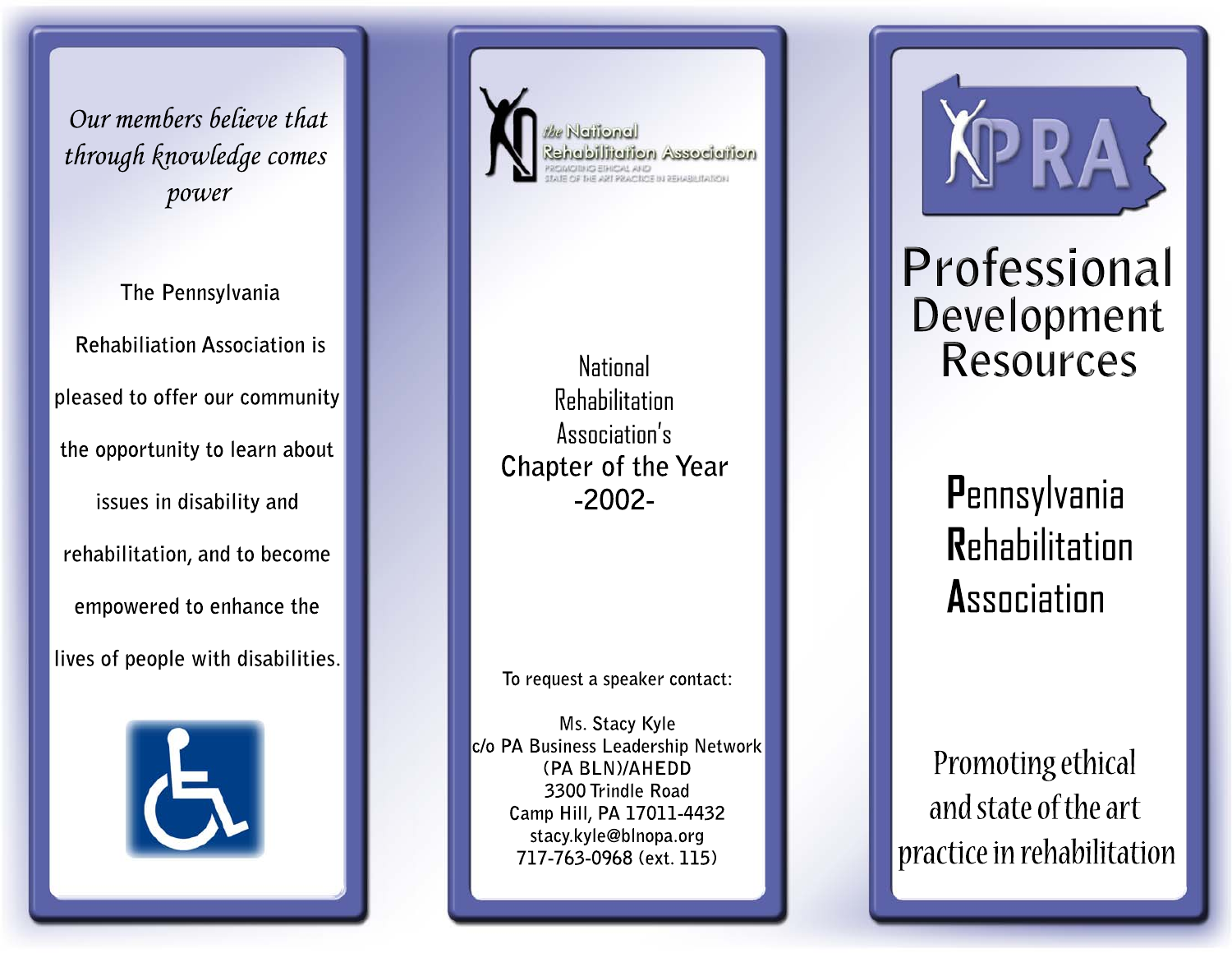*Our members believe that through knowledge comes power*

The Pennsylvania Rehabiliation Association is pleased to offer our community the opportunity to learn about issues in disability and rehabilitation, and to become empowered to enhance the lives of people with disabilities.

The National Rehabilitation Association

PROMOTING ETHICAL AND STATE OF THE ART PRACTICE IN REHABILITATION

National Rehabilitation Association's

**Chapter of the Year**

**-2002-**

To request a speaker contact:

Ms. Stacy Kyle
c/o PA Business Leadership Network
(PA BLN)/AHEDD
3300 Trindle Road
Camp Hill, PA 17011-4432
stacy.kyle@blnopa.org
717-763-0968 (ext. 115)

PRA

# Professional Development Resources

## Pennsylvania Rehabilitation Association

Promoting ethical and state of the art practice in rehabilitation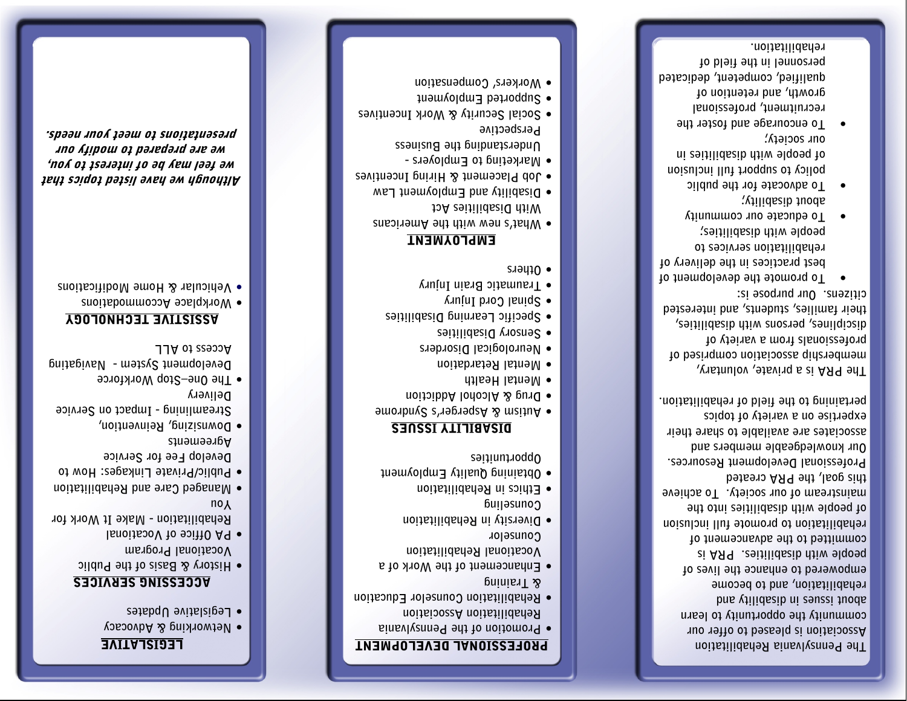The Pennsylvania Rehabilitation Association is pleased to offer our community the opportunity to learn about issues in disability and rehabilitation, and to become empowered to enhance the lives of people with disabilities. PRA is committed to the advancement of rehabilitation to promote full inclusion of people with disabilities into the mainstream of our society. To achieve this goal, the PRA created Professional Development Resources. Our knowledgeable members and associates are available to share their expertise on a variety of topics pertaining to the field of rehabilitation.

The PRA is a private, voluntary, membership association comprised of professionals from a variety of disciplines, persons with disabilities, their families, students, and interested citizens. Our purpose is:

- To promote the development of best practices in the delivery of rehabilitation services to people with disabilities;
- To educate our community about disability;
- To advocate for the public policy to support full inclusion of people with disabilities in our society;
- To encourage and foster the recruitment, professional growth, and retention of qualified, competent, dedicated personnel in the field of rehabilitation.

## PROFESSIONAL DEVELOPMENT

- Promotion of the Pennsylvania Rehabilitation Association
- Rehabilitation Counselor Education & Training
- Enhancement of the Work of a Vocational Rehabilitation Counselor
- Diversity in Rehabilitation Counseling
- Ethics in Rehabilitation
- Obtaining Quality Employment Opportunities

## DISABILITY ISSUES

- Autism & Asperger's Syndrome
- Drug & Alcohol Addiction
- Mental Health
- Mental Retardation
- Neurological Disorders
- Sensory Disabilities
- Specific Learning Disabilities
- Spinal Cord Injury
- Traumatic Brain Injury
- Others

## EMPLOYMENT

- What's new with the Americans With Disabilities Act
- Disability and Employment Law
- Job Placement & Hiring Incentives
- Marketing to Employers - Understanding the Business Perspective
- Social Security & Work Incentives
- Supported Employment
- Workers' Compensation

## LEGISLATIVE

- Networking & Advocacy
- Legislative Updates

## ACCESSING SERVICES

- History & Basis of the Public Vocational Program
- PA Office of Vocational Rehabilitation - Make It Work for You
- Managed Care and Rehabilitation
- Public/Private Linkages: How to Develop Fee for Service Agreements
- Downsizing, Reinvention, Streamlining - Impact on Service Delivery
- The One–Stop Workforce Development System - Navigating Access to ALL

## ASSISTIVE TECHNOLOGY

- Workplace Accommodations
- Vehicular & Home Modifications

***Although we have listed topics that we feel may be of interest to you, we are prepared to modify our presentations to meet your needs.***